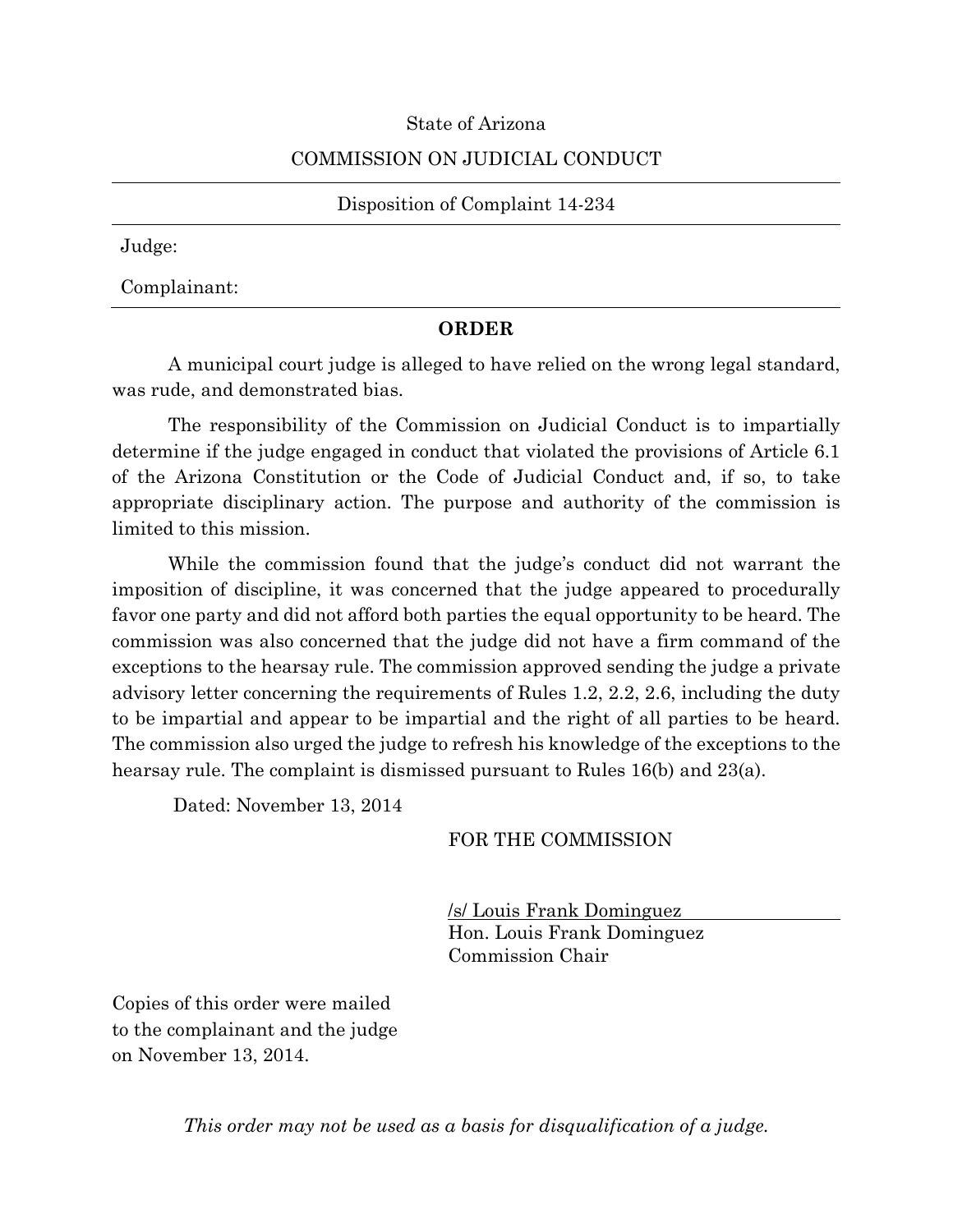State of Arizona

COMMISSION ON JUDICIAL CONDUCT

---

Disposition of Complaint 14-234

---

Judge:

Complainant:

---

**ORDER**

A municipal court judge is alleged to have relied on the wrong legal standard, was rude, and demonstrated bias.

The responsibility of the Commission on Judicial Conduct is to impartially determine if the judge engaged in conduct that violated the provisions of Article 6.1 of the Arizona Constitution or the Code of Judicial Conduct and, if so, to take appropriate disciplinary action. The purpose and authority of the commission is limited to this mission.

While the commission found that the judge's conduct did not warrant the imposition of discipline, it was concerned that the judge appeared to procedurally favor one party and did not afford both parties the equal opportunity to be heard. The commission was also concerned that the judge did not have a firm command of the exceptions to the hearsay rule. The commission approved sending the judge a private advisory letter concerning the requirements of Rules 1.2, 2.2, 2.6, including the duty to be impartial and appear to be impartial and the right of all parties to be heard. The commission also urged the judge to refresh his knowledge of the exceptions to the hearsay rule. The complaint is dismissed pursuant to Rules 16(b) and 23(a).

Dated: November 13, 2014

FOR THE COMMISSION

/s/ Louis Frank Dominguez
Hon. Louis Frank Dominguez
Commission Chair

Copies of this order were mailed to the complainant and the judge on November 13, 2014.

*This order may not be used as a basis for disqualification of a judge.*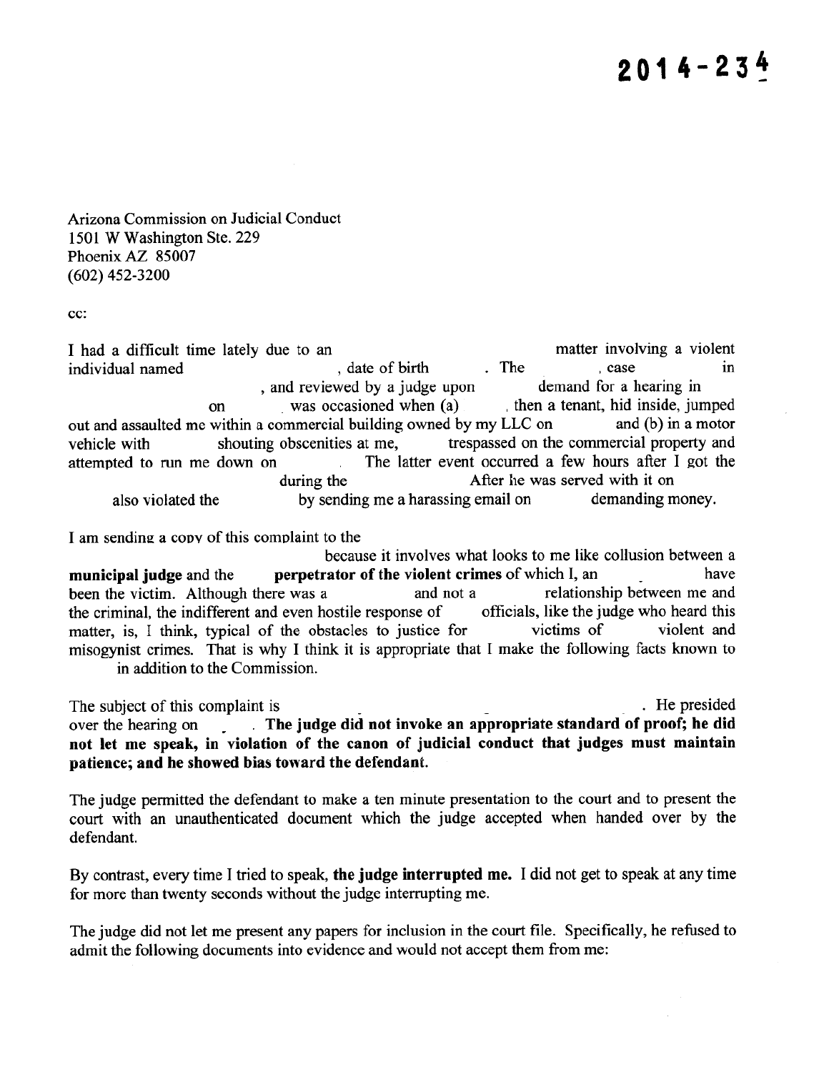# 2014-234

Arizona Commission on Judicial Conduct
1501 W Washington Ste. 229
Phoenix AZ 85007
(602) 452-3200

cc:

I had a difficult time lately due to an matter involving a violent individual named , date of birth . The , case in , and reviewed by a judge upon demand for a hearing in on was occasioned when (a) , then a tenant, hid inside, jumped out and assaulted me within a commercial building owned by my LLC on and (b) in a motor vehicle with shouting obscenities at me, trespassed on the commercial property and attempted to run me down on . The latter event occurred a few hours after I got the during the After he was served with it on also violated the by sending me a harassing email on demanding money.

I am sending a copy of this complaint to the because it involves what looks to me like collusion between a **municipal judge** and the **perpetrator of the violent crimes** of which I, an have been the victim. Although there was a and not a relationship between me and the criminal, the indifferent and even hostile response of officials, like the judge who heard this matter, is, I think, typical of the obstacles to justice for victims of violent and misogynist crimes. That is why I think it is appropriate that I make the following facts known to in addition to the Commission.

The subject of this complaint is . He presided over the hearing on . **The judge did not invoke an appropriate standard of proof; he did not let me speak, in violation of the canon of judicial conduct that judges must maintain patience; and he showed bias toward the defendant.**

The judge permitted the defendant to make a ten minute presentation to the court and to present the court with an unauthenticated document which the judge accepted when handed over by the defendant.

By contrast, every time I tried to speak, **the judge interrupted me.** I did not get to speak at any time for more than twenty seconds without the judge interrupting me.

The judge did not let me present any papers for inclusion in the court file. Specifically, he refused to admit the following documents into evidence and would not accept them from me: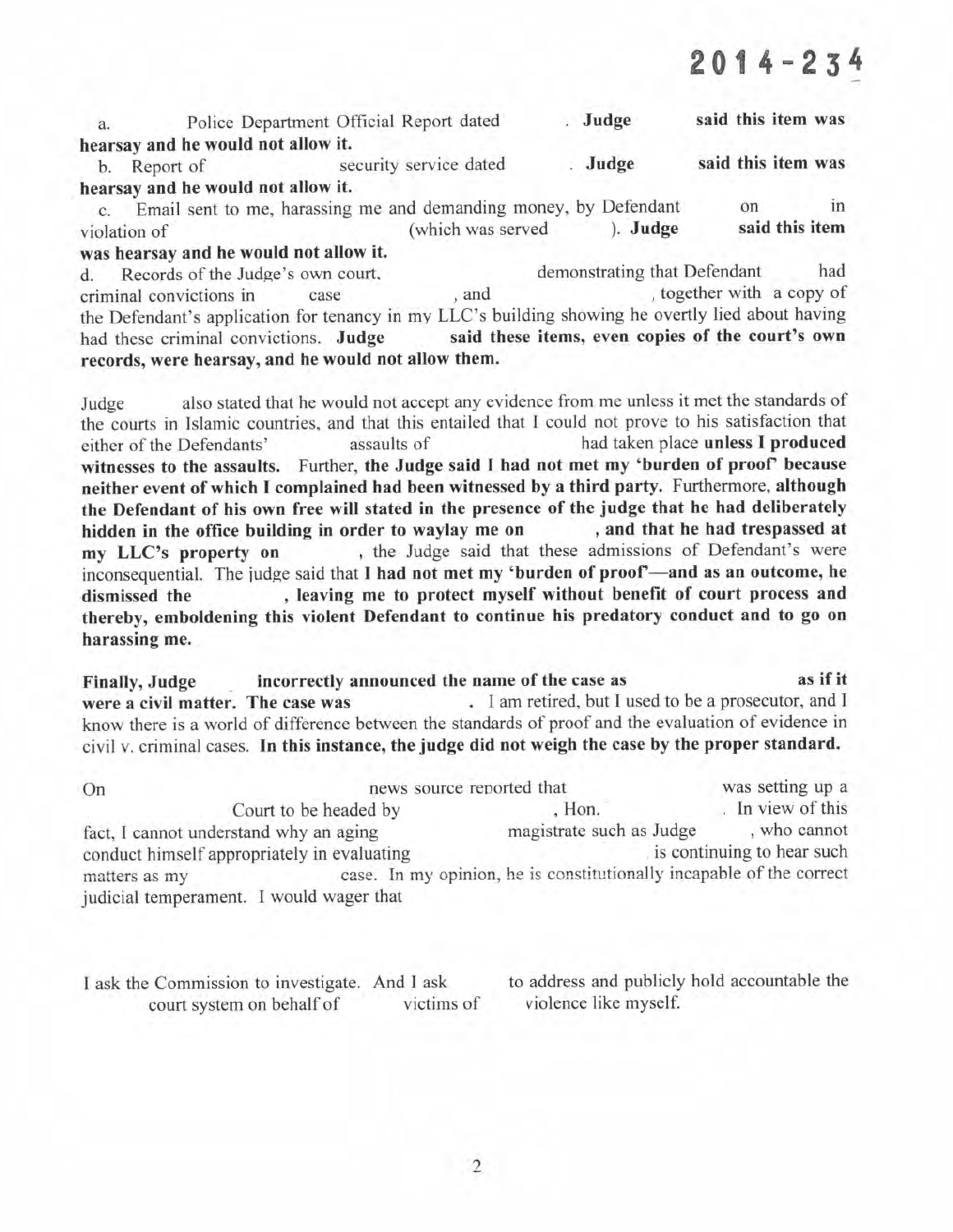# 2014-234

a. Police Department Official Report dated . **Judge said this item was hearsay and he would not allow it.**

b. Report of security service dated . **Judge said this item was hearsay and he would not allow it.**

c. Email sent to me, harassing me and demanding money, by Defendant on in violation of (which was served ). **Judge said this item was hearsay and he would not allow it.**

d. Records of the Judge's own court, demonstrating that Defendant had criminal convictions in case , and , together with a copy of the Defendant's application for tenancy in my LLC's building showing he overtly lied about having had these criminal convictions. **Judge said these items, even copies of the court's own records, were hearsay, and he would not allow them.**

Judge also stated that he would not accept any evidence from me unless it met the standards of the courts in Islamic countries, and that this entailed that I could not prove to his satisfaction that either of the Defendants' assaults of had taken place **unless I produced witnesses to the assaults.** Further, **the Judge said I had not met my 'burden of proof' because neither event of which I complained had been witnessed by a third party.** Furthermore, **although the Defendant of his own free will stated in the presence of the judge that he had deliberately hidden in the office building in order to waylay me on , and that he had trespassed at my LLC's property on** , the Judge said that these admissions of Defendant's were inconsequential. The judge said that **I had not met my 'burden of proof'—and as an outcome, he dismissed the , leaving me to protect myself without benefit of court process and thereby, emboldening this violent Defendant to continue his predatory conduct and to go on harassing me.**

**Finally, Judge incorrectly announced the name of the case as as if it were a civil matter. The case was .** I am retired, but I used to be a prosecutor, and I know there is a world of difference between the standards of proof and the evaluation of evidence in civil v. criminal cases. **In this instance, the judge did not weigh the case by the proper standard.**

On news source reported that was setting up a Court to be headed by , Hon. . In view of this fact, I cannot understand why an aging magistrate such as Judge , who cannot conduct himself appropriately in evaluating is continuing to hear such matters as my case. In my opinion, he is constitutionally incapable of the correct judicial temperament. I would wager that

I ask the Commission to investigate. And I ask to address and publicly hold accountable the court system on behalf of victims of violence like myself.